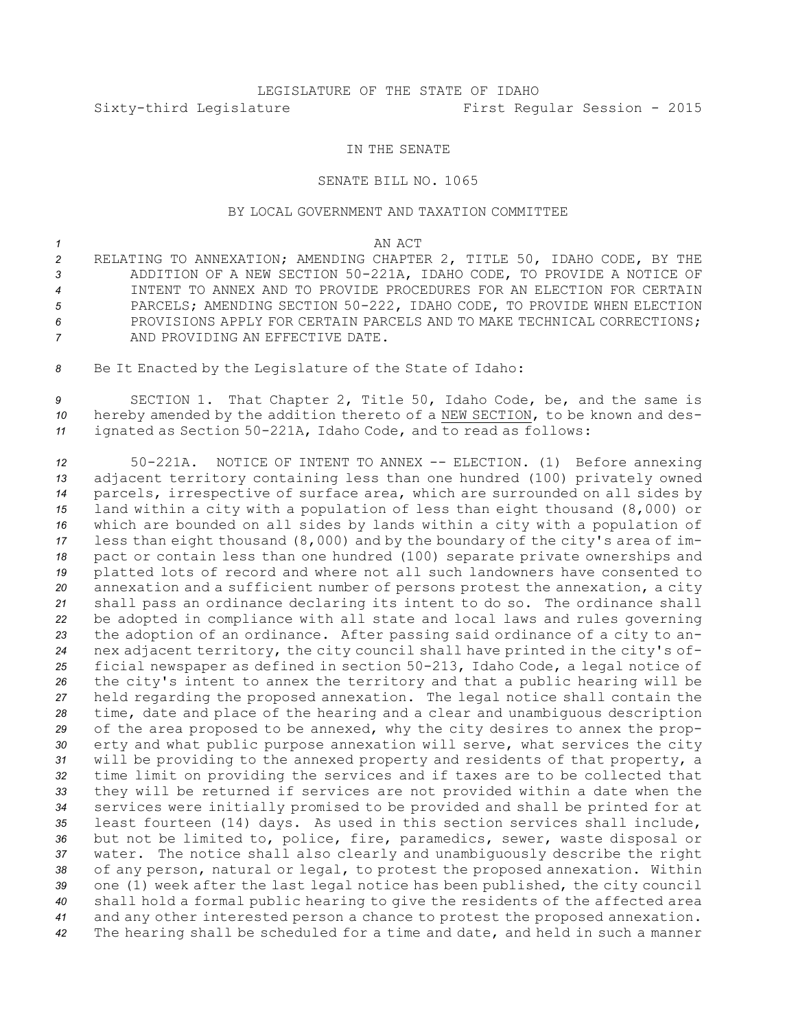LEGISLATURE OF THE STATE OF IDAHO

Sixty-third Legislature First Regular Session - 2015

IN THE SENATE

SENATE BILL NO. 1065

BY LOCAL GOVERNMENT AND TAXATION COMMITTEE

AN ACT

RELATING TO ANNEXATION; AMENDING CHAPTER 2, TITLE 50, IDAHO CODE, BY THE ADDITION OF A NEW SECTION 50-221A, IDAHO CODE, TO PROVIDE A NOTICE OF INTENT TO ANNEX AND TO PROVIDE PROCEDURES FOR AN ELECTION FOR CERTAIN PARCELS; AMENDING SECTION 50-222, IDAHO CODE, TO PROVIDE WHEN ELECTION PROVISIONS APPLY FOR CERTAIN PARCELS AND TO MAKE TECHNICAL CORRECTIONS; AND PROVIDING AN EFFECTIVE DATE.

Be It Enacted by the Legislature of the State of Idaho:

SECTION 1. That Chapter 2, Title 50, Idaho Code, be, and the same is hereby amended by the addition thereto of a NEW SECTION, to be known and designated as Section 50-221A, Idaho Code, and to read as follows:

50-221A. NOTICE OF INTENT TO ANNEX -- ELECTION. (1) Before annexing adjacent territory containing less than one hundred (100) privately owned parcels, irrespective of surface area, which are surrounded on all sides by land within a city with a population of less than eight thousand (8,000) or which are bounded on all sides by lands within a city with a population of less than eight thousand (8,000) and by the boundary of the city's area of impact or contain less than one hundred (100) separate private ownerships and platted lots of record and where not all such landowners have consented to annexation and a sufficient number of persons protest the annexation, a city shall pass an ordinance declaring its intent to do so. The ordinance shall be adopted in compliance with all state and local laws and rules governing the adoption of an ordinance. After passing said ordinance of a city to annex adjacent territory, the city council shall have printed in the city's official newspaper as defined in section 50-213, Idaho Code, a legal notice of the city's intent to annex the territory and that a public hearing will be held regarding the proposed annexation. The legal notice shall contain the time, date and place of the hearing and a clear and unambiguous description of the area proposed to be annexed, why the city desires to annex the property and what public purpose annexation will serve, what services the city will be providing to the annexed property and residents of that property, a time limit on providing the services and if taxes are to be collected that they will be returned if services are not provided within a date when the services were initially promised to be provided and shall be printed for at least fourteen (14) days. As used in this section services shall include, but not be limited to, police, fire, paramedics, sewer, waste disposal or water. The notice shall also clearly and unambiguously describe the right of any person, natural or legal, to protest the proposed annexation. Within one (1) week after the last legal notice has been published, the city council shall hold a formal public hearing to give the residents of the affected area and any other interested person a chance to protest the proposed annexation. The hearing shall be scheduled for a time and date, and held in such a manner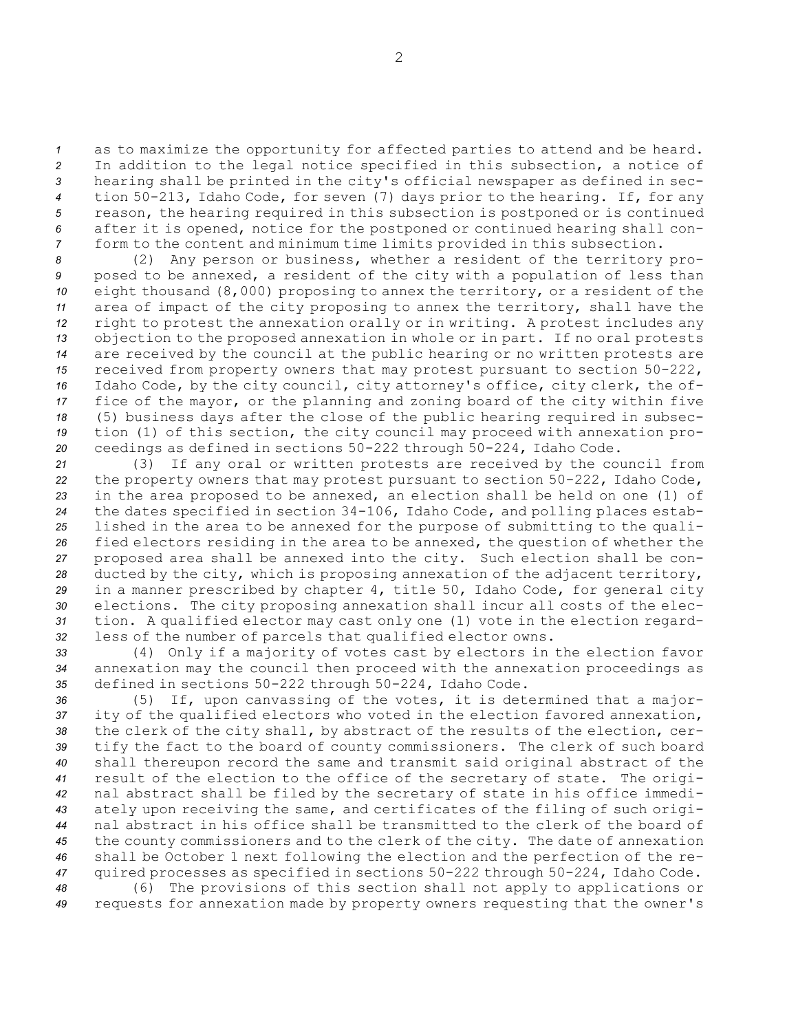as to maximize the opportunity for affected parties to attend and be heard. In addition to the legal notice specified in this subsection, a notice of hearing shall be printed in the city's official newspaper as defined in section 50-213, Idaho Code, for seven (7) days prior to the hearing. If, for any reason, the hearing required in this subsection is postponed or is continued after it is opened, notice for the postponed or continued hearing shall conform to the content and minimum time limits provided in this subsection.

(2) Any person or business, whether a resident of the territory proposed to be annexed, a resident of the city with a population of less than eight thousand (8,000) proposing to annex the territory, or a resident of the area of impact of the city proposing to annex the territory, shall have the right to protest the annexation orally or in writing. A protest includes any objection to the proposed annexation in whole or in part. If no oral protests are received by the council at the public hearing or no written protests are received from property owners that may protest pursuant to section 50-222, Idaho Code, by the city council, city attorney's office, city clerk, the office of the mayor, or the planning and zoning board of the city within five (5) business days after the close of the public hearing required in subsection (1) of this section, the city council may proceed with annexation proceedings as defined in sections 50-222 through 50-224, Idaho Code.

(3) If any oral or written protests are received by the council from the property owners that may protest pursuant to section 50-222, Idaho Code, in the area proposed to be annexed, an election shall be held on one (1) of the dates specified in section 34-106, Idaho Code, and polling places established in the area to be annexed for the purpose of submitting to the qualified electors residing in the area to be annexed, the question of whether the proposed area shall be annexed into the city. Such election shall be conducted by the city, which is proposing annexation of the adjacent territory, in a manner prescribed by chapter 4, title 50, Idaho Code, for general city elections. The city proposing annexation shall incur all costs of the election. A qualified elector may cast only one (1) vote in the election regardless of the number of parcels that qualified elector owns.

(4) Only if a majority of votes cast by electors in the election favor annexation may the council then proceed with the annexation proceedings as defined in sections 50-222 through 50-224, Idaho Code.

(5) If, upon canvassing of the votes, it is determined that a majority of the qualified electors who voted in the election favored annexation, the clerk of the city shall, by abstract of the results of the election, certify the fact to the board of county commissioners. The clerk of such board shall thereupon record the same and transmit said original abstract of the result of the election to the office of the secretary of state. The original abstract shall be filed by the secretary of state in his office immediately upon receiving the same, and certificates of the filing of such original abstract in his office shall be transmitted to the clerk of the board of the county commissioners and to the clerk of the city. The date of annexation shall be October 1 next following the election and the perfection of the required processes as specified in sections 50-222 through 50-224, Idaho Code.

(6) The provisions of this section shall not apply to applications or requests for annexation made by property owners requesting that the owner's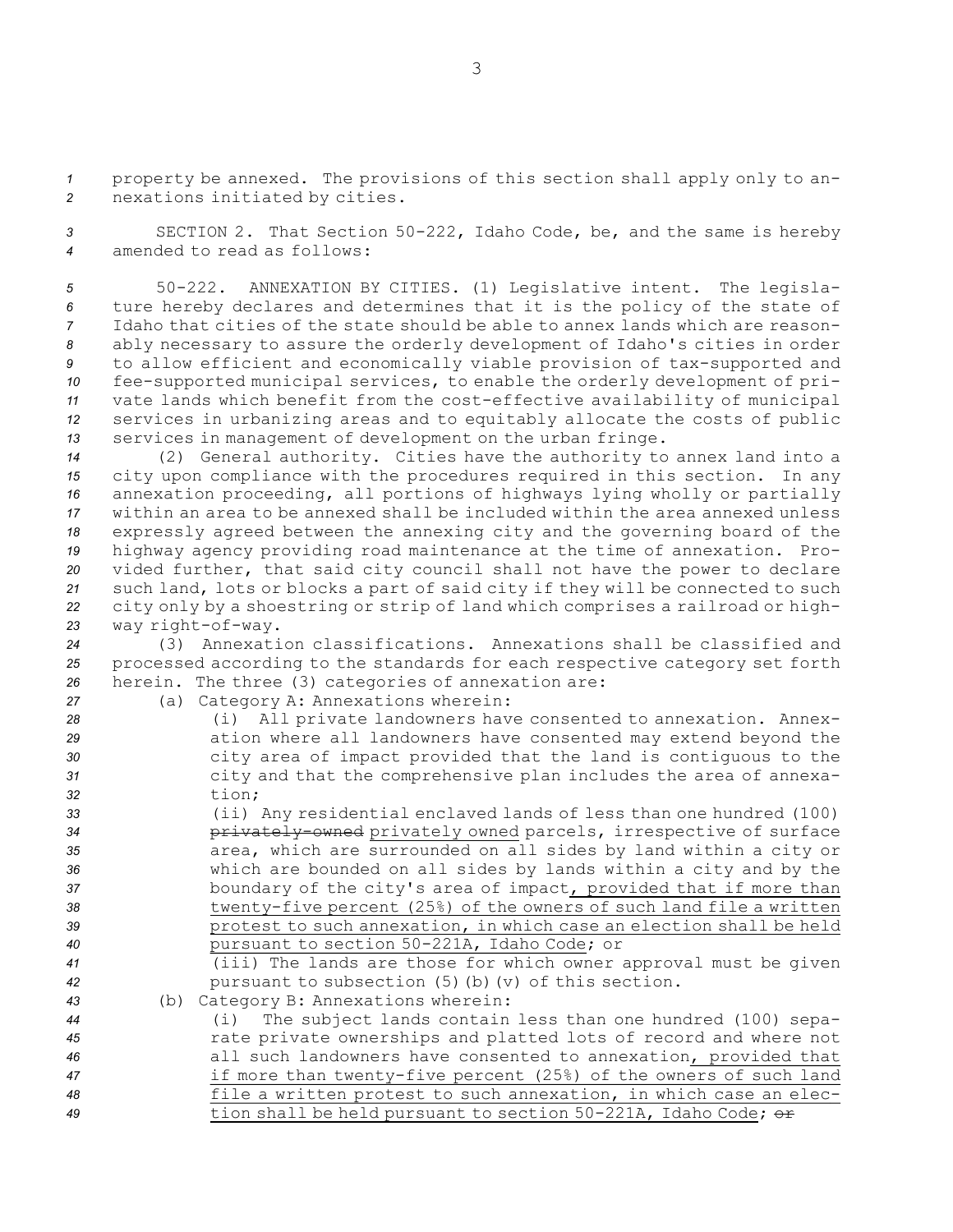property be annexed. The provisions of this section shall apply only to annexations initiated by cities.

SECTION 2. That Section 50-222, Idaho Code, be, and the same is hereby amended to read as follows:

50-222. ANNEXATION BY CITIES. (1) Legislative intent. The legislature hereby declares and determines that it is the policy of the state of Idaho that cities of the state should be able to annex lands which are reasonably necessary to assure the orderly development of Idaho's cities in order to allow efficient and economically viable provision of tax-supported and fee-supported municipal services, to enable the orderly development of private lands which benefit from the cost-effective availability of municipal services in urbanizing areas and to equitably allocate the costs of public services in management of development on the urban fringe.

(2) General authority. Cities have the authority to annex land into a city upon compliance with the procedures required in this section. In any annexation proceeding, all portions of highways lying wholly or partially within an area to be annexed shall be included within the area annexed unless expressly agreed between the annexing city and the governing board of the highway agency providing road maintenance at the time of annexation. Provided further, that said city council shall not have the power to declare such land, lots or blocks a part of said city if they will be connected to such city only by a shoestring or strip of land which comprises a railroad or highway right-of-way.

(3) Annexation classifications. Annexations shall be classified and processed according to the standards for each respective category set forth herein. The three (3) categories of annexation are:

(a) Category A: Annexations wherein:

(i) All private landowners have consented to annexation. Annexation where all landowners have consented may extend beyond the city area of impact provided that the land is contiguous to the city and that the comprehensive plan includes the area of annexation;

(ii) Any residential enclaved lands of less than one hundred (100) ~~privately-owned~~ privately owned parcels, irrespective of surface area, which are surrounded on all sides by land within a city or which are bounded on all sides by lands within a city and by the boundary of the city's area of impact, provided that if more than twenty-five percent (25%) of the owners of such land file a written protest to such annexation, in which case an election shall be held pursuant to section 50-221A, Idaho Code; or

(iii) The lands are those for which owner approval must be given pursuant to subsection (5)(b)(v) of this section.

(b) Category B: Annexations wherein:

(i) The subject lands contain less than one hundred (100) separate private ownerships and platted lots of record and where not all such landowners have consented to annexation, provided that if more than twenty-five percent (25%) of the owners of such land file a written protest to such annexation, in which case an election shall be held pursuant to section 50-221A, Idaho Code; ~~or~~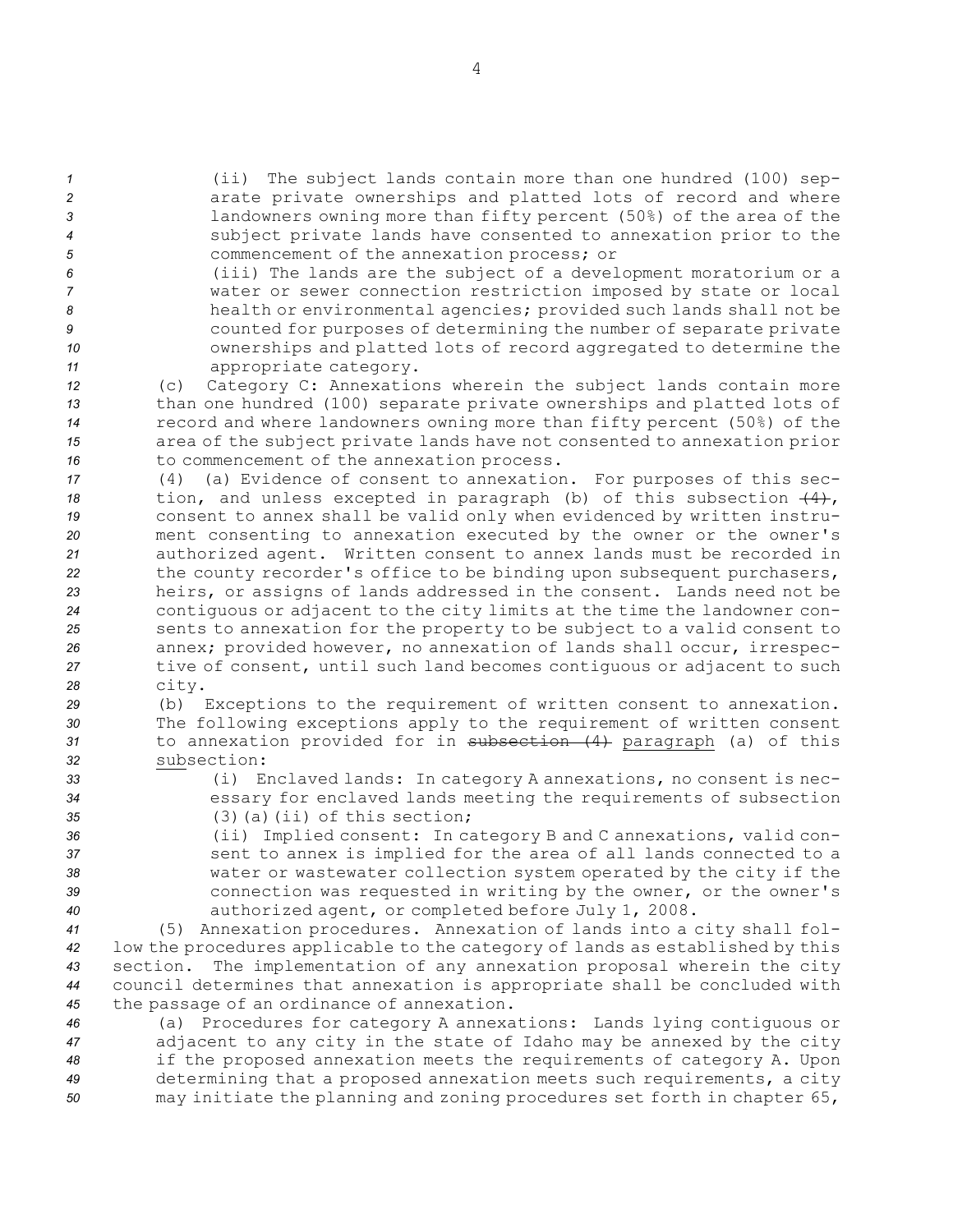(ii) The subject lands contain more than one hundred (100) separate private ownerships and platted lots of record and where landowners owning more than fifty percent (50%) of the area of the subject private lands have consented to annexation prior to the commencement of the annexation process; or

(iii) The lands are the subject of a development moratorium or a water or sewer connection restriction imposed by state or local health or environmental agencies; provided such lands shall not be counted for purposes of determining the number of separate private ownerships and platted lots of record aggregated to determine the appropriate category.

(c) Category C: Annexations wherein the subject lands contain more than one hundred (100) separate private ownerships and platted lots of record and where landowners owning more than fifty percent (50%) of the area of the subject private lands have not consented to annexation prior to commencement of the annexation process.

(4) (a) Evidence of consent to annexation. For purposes of this section, and unless excepted in paragraph (b) of this subsection ~~(4)~~, consent to annex shall be valid only when evidenced by written instrument consenting to annexation executed by the owner or the owner's authorized agent. Written consent to annex lands must be recorded in the county recorder's office to be binding upon subsequent purchasers, heirs, or assigns of lands addressed in the consent. Lands need not be contiguous or adjacent to the city limits at the time the landowner consents to annexation for the property to be subject to a valid consent to annex; provided however, no annexation of lands shall occur, irrespective of consent, until such land becomes contiguous or adjacent to such city.

(b) Exceptions to the requirement of written consent to annexation. The following exceptions apply to the requirement of written consent to annexation provided for in ~~subsection (4)~~ paragraph (a) of this subsection:

(i) Enclaved lands: In category A annexations, no consent is necessary for enclaved lands meeting the requirements of subsection (3)(a)(ii) of this section;

(ii) Implied consent: In category B and C annexations, valid consent to annex is implied for the area of all lands connected to a water or wastewater collection system operated by the city if the connection was requested in writing by the owner, or the owner's authorized agent, or completed before July 1, 2008.

(5) Annexation procedures. Annexation of lands into a city shall follow the procedures applicable to the category of lands as established by this section. The implementation of any annexation proposal wherein the city council determines that annexation is appropriate shall be concluded with the passage of an ordinance of annexation.

(a) Procedures for category A annexations: Lands lying contiguous or adjacent to any city in the state of Idaho may be annexed by the city if the proposed annexation meets the requirements of category A. Upon determining that a proposed annexation meets such requirements, a city may initiate the planning and zoning procedures set forth in chapter 65,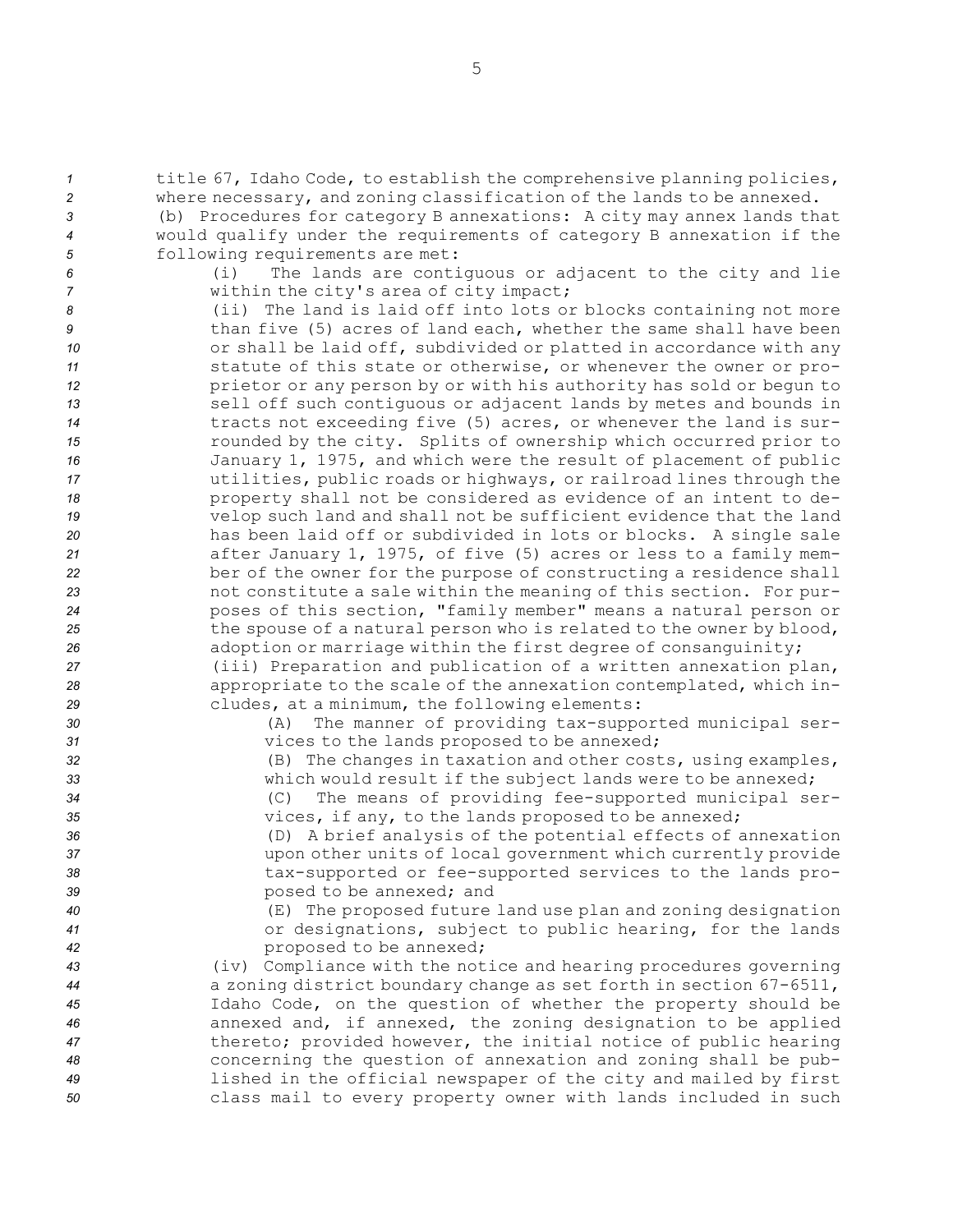title 67, Idaho Code, to establish the comprehensive planning policies, where necessary, and zoning classification of the lands to be annexed.

(b) Procedures for category B annexations: A city may annex lands that would qualify under the requirements of category B annexation if the following requirements are met:

(i) The lands are contiguous or adjacent to the city and lie within the city's area of city impact;

(ii) The land is laid off into lots or blocks containing not more than five (5) acres of land each, whether the same shall have been or shall be laid off, subdivided or platted in accordance with any statute of this state or otherwise, or whenever the owner or proprietor or any person by or with his authority has sold or begun to sell off such contiguous or adjacent lands by metes and bounds in tracts not exceeding five (5) acres, or whenever the land is surrounded by the city. Splits of ownership which occurred prior to January 1, 1975, and which were the result of placement of public utilities, public roads or highways, or railroad lines through the property shall not be considered as evidence of an intent to develop such land and shall not be sufficient evidence that the land has been laid off or subdivided in lots or blocks. A single sale after January 1, 1975, of five (5) acres or less to a family member of the owner for the purpose of constructing a residence shall not constitute a sale within the meaning of this section. For purposes of this section, "family member" means a natural person or the spouse of a natural person who is related to the owner by blood, adoption or marriage within the first degree of consanguinity;

(iii) Preparation and publication of a written annexation plan, appropriate to the scale of the annexation contemplated, which includes, at a minimum, the following elements:

(A) The manner of providing tax-supported municipal services to the lands proposed to be annexed;

(B) The changes in taxation and other costs, using examples, which would result if the subject lands were to be annexed;

(C) The means of providing fee-supported municipal services, if any, to the lands proposed to be annexed;

(D) A brief analysis of the potential effects of annexation upon other units of local government which currently provide tax-supported or fee-supported services to the lands proposed to be annexed; and

(E) The proposed future land use plan and zoning designation or designations, subject to public hearing, for the lands proposed to be annexed;

(iv) Compliance with the notice and hearing procedures governing a zoning district boundary change as set forth in section 67-6511, Idaho Code, on the question of whether the property should be annexed and, if annexed, the zoning designation to be applied thereto; provided however, the initial notice of public hearing concerning the question of annexation and zoning shall be published in the official newspaper of the city and mailed by first class mail to every property owner with lands included in such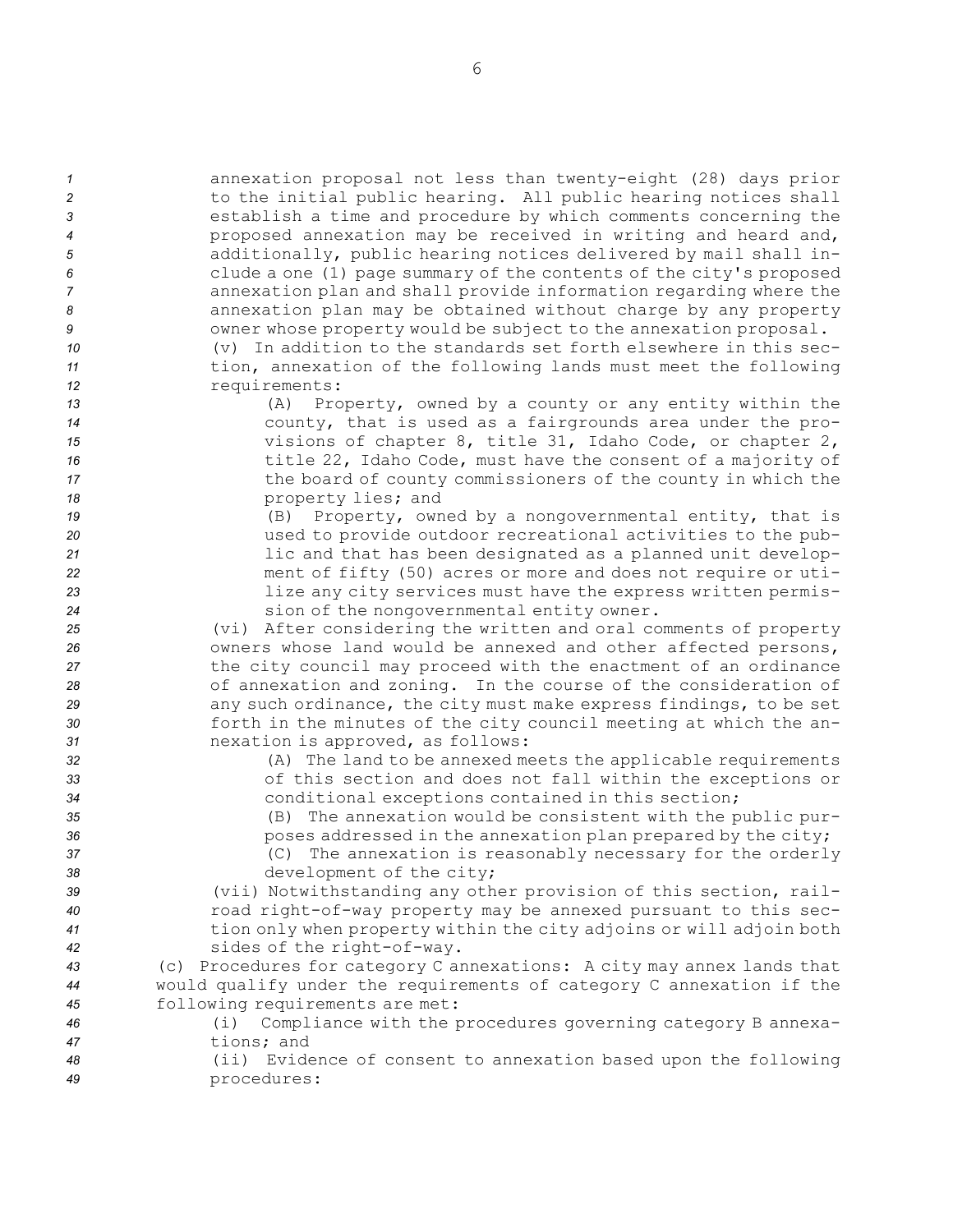annexation proposal not less than twenty-eight (28) days prior to the initial public hearing. All public hearing notices shall establish a time and procedure by which comments concerning the proposed annexation may be received in writing and heard and, additionally, public hearing notices delivered by mail shall include a one (1) page summary of the contents of the city's proposed annexation plan and shall provide information regarding where the annexation plan may be obtained without charge by any property owner whose property would be subject to the annexation proposal.

(v) In addition to the standards set forth elsewhere in this section, annexation of the following lands must meet the following requirements:

(A) Property, owned by a county or any entity within the county, that is used as a fairgrounds area under the provisions of chapter 8, title 31, Idaho Code, or chapter 2, title 22, Idaho Code, must have the consent of a majority of the board of county commissioners of the county in which the property lies; and

(B) Property, owned by a nongovernmental entity, that is used to provide outdoor recreational activities to the public and that has been designated as a planned unit development of fifty (50) acres or more and does not require or utilize any city services must have the express written permission of the nongovernmental entity owner.

(vi) After considering the written and oral comments of property owners whose land would be annexed and other affected persons, the city council may proceed with the enactment of an ordinance of annexation and zoning. In the course of the consideration of any such ordinance, the city must make express findings, to be set forth in the minutes of the city council meeting at which the annexation is approved, as follows:

(A) The land to be annexed meets the applicable requirements of this section and does not fall within the exceptions or conditional exceptions contained in this section;

(B) The annexation would be consistent with the public purposes addressed in the annexation plan prepared by the city;

(C) The annexation is reasonably necessary for the orderly development of the city;

(vii) Notwithstanding any other provision of this section, railroad right-of-way property may be annexed pursuant to this section only when property within the city adjoins or will adjoin both sides of the right-of-way.

(c) Procedures for category C annexations: A city may annex lands that would qualify under the requirements of category C annexation if the following requirements are met:

(i) Compliance with the procedures governing category B annexations; and

(ii) Evidence of consent to annexation based upon the following procedures: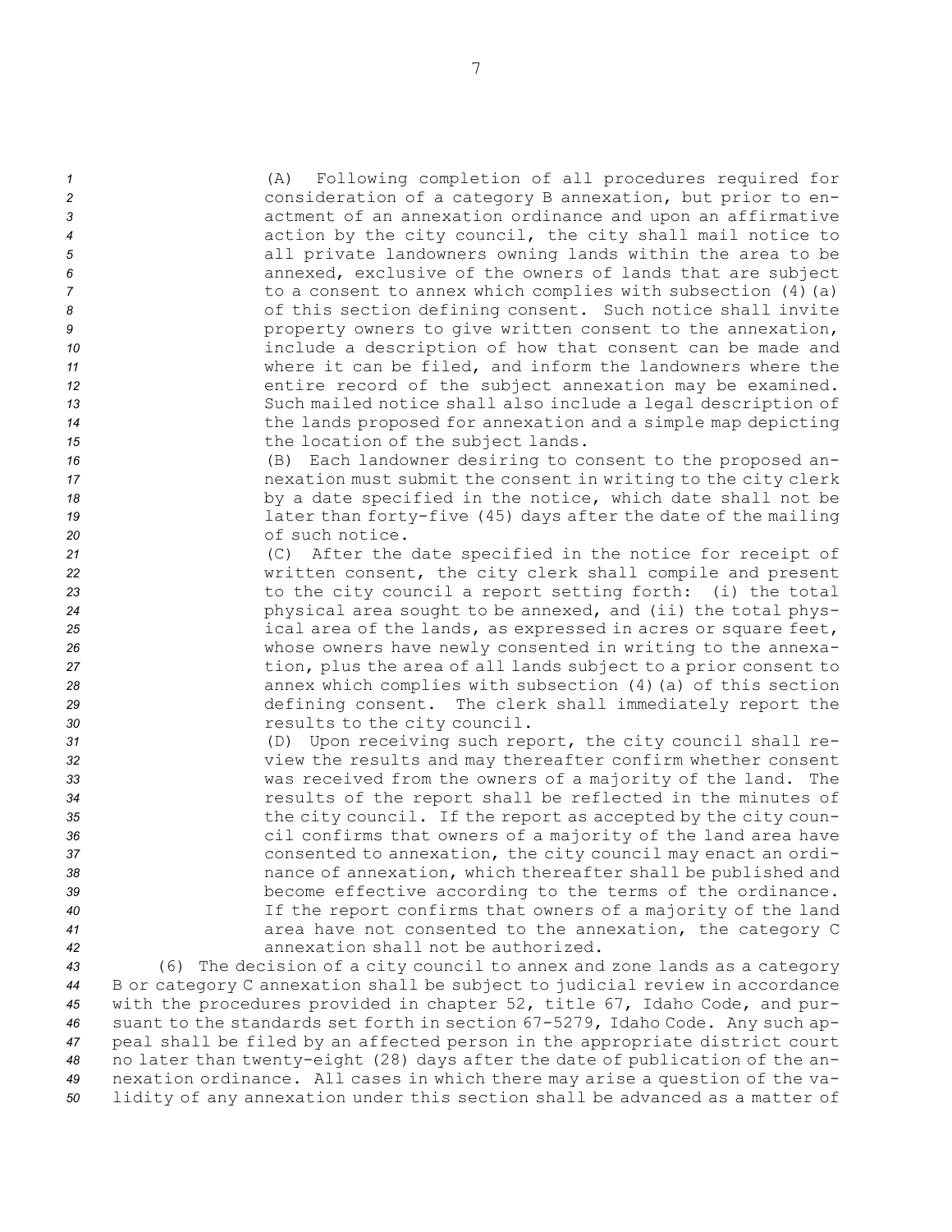(A) Following completion of all procedures required for consideration of a category B annexation, but prior to enactment of an annexation ordinance and upon an affirmative action by the city council, the city shall mail notice to all private landowners owning lands within the area to be annexed, exclusive of the owners of lands that are subject to a consent to annex which complies with subsection (4)(a) of this section defining consent. Such notice shall invite property owners to give written consent to the annexation, include a description of how that consent can be made and where it can be filed, and inform the landowners where the entire record of the subject annexation may be examined. Such mailed notice shall also include a legal description of the lands proposed for annexation and a simple map depicting the location of the subject lands.

(B) Each landowner desiring to consent to the proposed annexation must submit the consent in writing to the city clerk by a date specified in the notice, which date shall not be later than forty-five (45) days after the date of the mailing of such notice.

(C) After the date specified in the notice for receipt of written consent, the city clerk shall compile and present to the city council a report setting forth: (i) the total physical area sought to be annexed, and (ii) the total physical area of the lands, as expressed in acres or square feet, whose owners have newly consented in writing to the annexation, plus the area of all lands subject to a prior consent to annex which complies with subsection (4)(a) of this section defining consent. The clerk shall immediately report the results to the city council.

(D) Upon receiving such report, the city council shall review the results and may thereafter confirm whether consent was received from the owners of a majority of the land. The results of the report shall be reflected in the minutes of the city council. If the report as accepted by the city council confirms that owners of a majority of the land area have consented to annexation, the city council may enact an ordinance of annexation, which thereafter shall be published and become effective according to the terms of the ordinance. If the report confirms that owners of a majority of the land area have not consented to the annexation, the category C annexation shall not be authorized.

(6) The decision of a city council to annex and zone lands as a category B or category C annexation shall be subject to judicial review in accordance with the procedures provided in chapter 52, title 67, Idaho Code, and pursuant to the standards set forth in section 67-5279, Idaho Code. Any such appeal shall be filed by an affected person in the appropriate district court no later than twenty-eight (28) days after the date of publication of the annexation ordinance. All cases in which there may arise a question of the validity of any annexation under this section shall be advanced as a matter of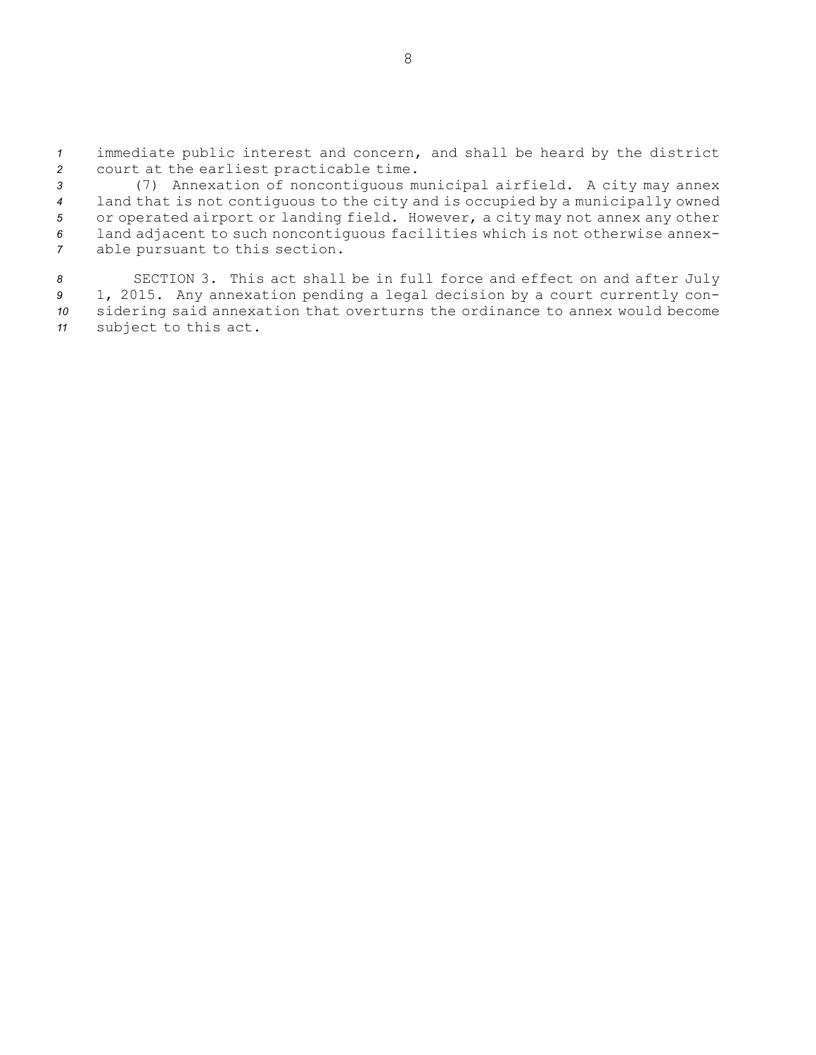immediate public interest and concern, and shall be heard by the district court at the earliest practicable time.

(7) Annexation of noncontiguous municipal airfield. A city may annex land that is not contiguous to the city and is occupied by a municipally owned or operated airport or landing field. However, a city may not annex any other land adjacent to such noncontiguous facilities which is not otherwise annexable pursuant to this section.

SECTION 3. This act shall be in full force and effect on and after July 1, 2015. Any annexation pending a legal decision by a court currently considering said annexation that overturns the ordinance to annex would become subject to this act.